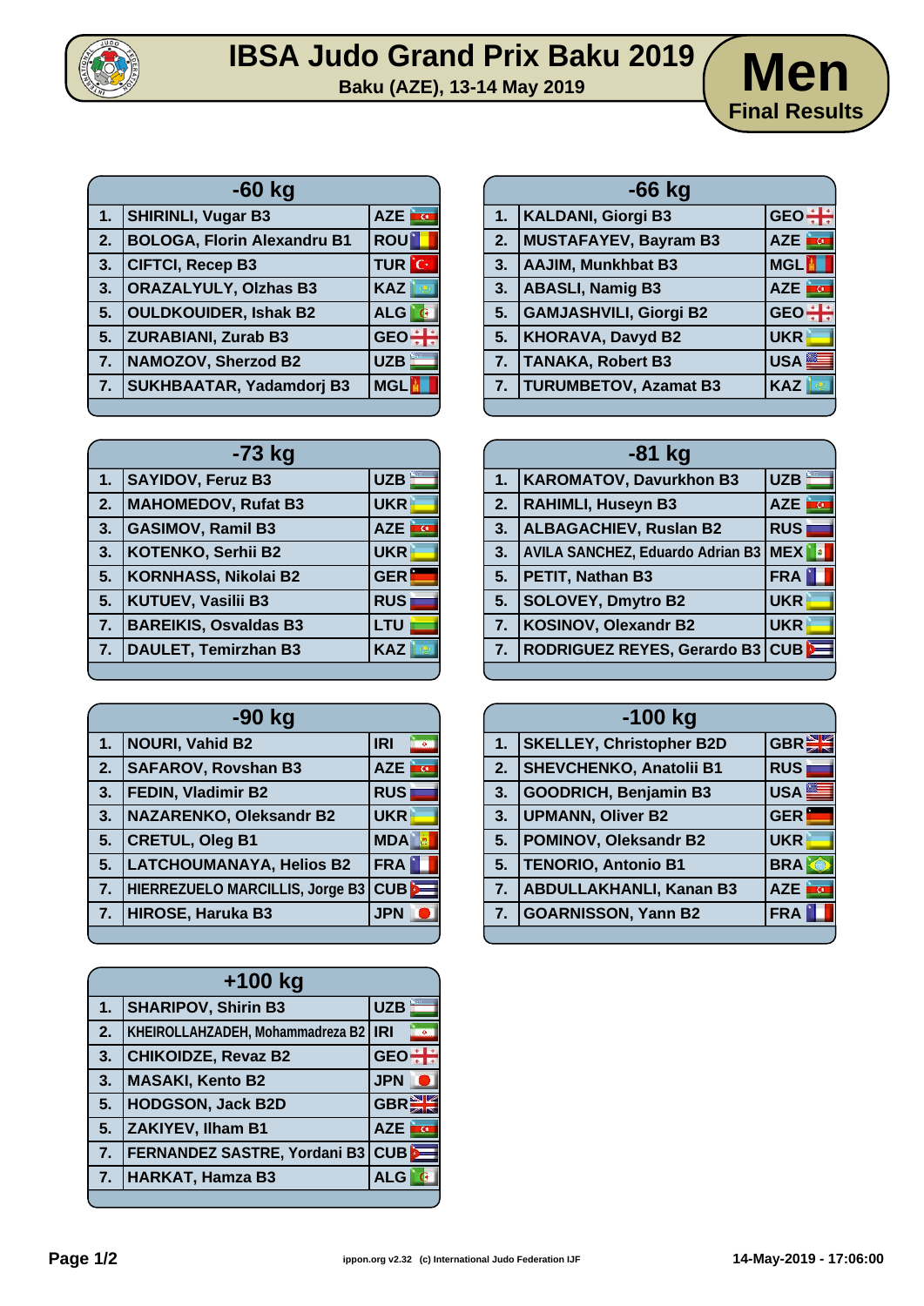# IBSA Judo Grand Prix Baku 2019

**Baku (AZE), 13-14 May 2019**

## Men
**Final Results**

| -60 kg | | |
|---|---|---|
| 1. | SHIRINLI, Vugar B3 | AZE |
| 2. | BOLOGA, Florin Alexandru B1 | ROU |
| 3. | CIFTCI, Recep B3 | TUR |
| 3. | ORAZALYULY, Olzhas B3 | KAZ |
| 5. | OULDKOUIDER, Ishak B2 | ALG |
| 5. | ZURABIANI, Zurab B3 | GEO |
| 7. | NAMOZOV, Sherzod B2 | UZB |
| 7. | SUKHBAATAR, Yadamdorj B3 | MGL |

| -66 kg | | |
|---|---|---|
| 1. | KALDANI, Giorgi B3 | GEO |
| 2. | MUSTAFAYEV, Bayram B3 | AZE |
| 3. | AAJIM, Munkhbat B3 | MGL |
| 3. | ABASLI, Namig B3 | AZE |
| 5. | GAMJASHVILI, Giorgi B2 | GEO |
| 5. | KHORAVA, Davyd B2 | UKR |
| 7. | TANAKA, Robert B3 | USA |
| 7. | TURUMBETOV, Azamat B3 | KAZ |

| -73 kg | | |
|---|---|---|
| 1. | SAYIDOV, Feruz B3 | UZB |
| 2. | MAHOMEDOV, Rufat B3 | UKR |
| 3. | GASIMOV, Ramil B3 | AZE |
| 3. | KOTENKO, Serhii B2 | UKR |
| 5. | KORNHASS, Nikolai B2 | GER |
| 5. | KUTUEV, Vasilii B3 | RUS |
| 7. | BAREIKIS, Osvaldas B3 | LTU |
| 7. | DAULET, Temirzhan B3 | KAZ |

| -81 kg | | |
|---|---|---|
| 1. | KAROMATOV, Davurkhon B3 | UZB |
| 2. | RAHIMLI, Huseyn B3 | AZE |
| 3. | ALBAGACHIEV, Ruslan B2 | RUS |
| 3. | AVILA SANCHEZ, Eduardo Adrian B3 | MEX |
| 5. | PETIT, Nathan B3 | FRA |
| 5. | SOLOVEY, Dmytro B2 | UKR |
| 7. | KOSINOV, Olexandr B2 | UKR |
| 7. | RODRIGUEZ REYES, Gerardo B3 | CUB |

| -90 kg | | |
|---|---|---|
| 1. | NOURI, Vahid B2 | IRI |
| 2. | SAFAROV, Rovshan B3 | AZE |
| 3. | FEDIN, Vladimir B2 | RUS |
| 3. | NAZARENKO, Oleksandr B2 | UKR |
| 5. | CRETUL, Oleg B1 | MDA |
| 5. | LATCHOUMANAYA, Helios B2 | FRA |
| 7. | HIERREZUELO MARCILLIS, Jorge B3 | CUB |
| 7. | HIROSE, Haruka B3 | JPN |

| -100 kg | | |
|---|---|---|
| 1. | SKELLEY, Christopher B2D | GBR |
| 2. | SHEVCHENKO, Anatolii B1 | RUS |
| 3. | GOODRICH, Benjamin B3 | USA |
| 3. | UPMANN, Oliver B2 | GER |
| 5. | POMINOV, Oleksandr B2 | UKR |
| 5. | TENORIO, Antonio B1 | BRA |
| 7. | ABDULLAKHANLI, Kanan B3 | AZE |
| 7. | GOARNISSON, Yann B2 | FRA |

| +100 kg | | |
|---|---|---|
| 1. | SHARIPOV, Shirin B3 | UZB |
| 2. | KHEIROLLAHZADEH, Mohammadreza B2 | IRI |
| 3. | CHIKOIDZE, Revaz B2 | GEO |
| 3. | MASAKI, Kento B2 | JPN |
| 5. | HODGSON, Jack B2D | GBR |
| 5. | ZAKIYEV, Ilham B1 | AZE |
| 7. | FERNANDEZ SASTRE, Yordani B3 | CUB |
| 7. | HARKAT, Hamza B3 | ALG |

ippon.org v2.32 (c) International Judo Federation IJF

14-May-2019 - 17:06:00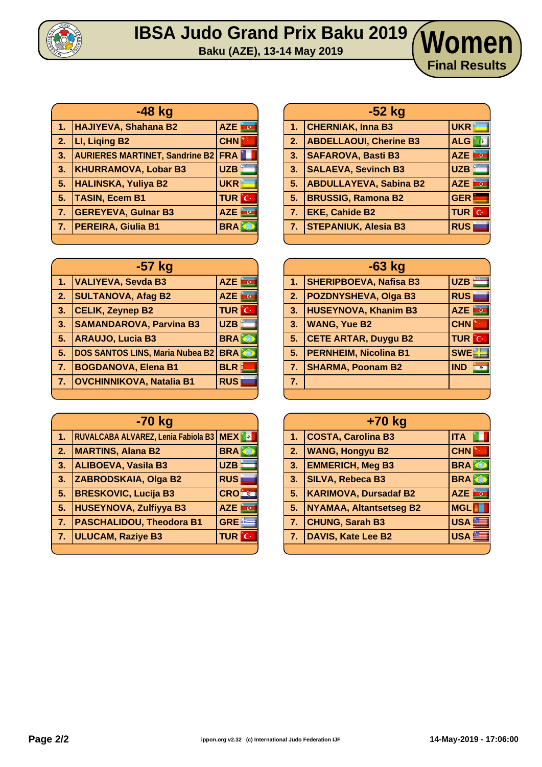# IBSA Judo Grand Prix Baku 2019

**Baku (AZE), 13-14 May 2019**

## Women

**Final Results**

| -48 kg | | |
|---|---|---|
| 1. | HAJIYEVA, Shahana B2 | AZE |
| 2. | LI, Liqing B2 | CHN |
| 3. | AURIERES MARTINET, Sandrine B2 | FRA |
| 3. | KHURRAMOVA, Lobar B3 | UZB |
| 5. | HALINSKA, Yuliya B2 | UKR |
| 5. | TASIN, Ecem B1 | TUR |
| 7. | GEREYEVA, Gulnar B3 | AZE |
| 7. | PEREIRA, Giulia B1 | BRA |

| -52 kg | | |
|---|---|---|
| 1. | CHERNIAK, Inna B3 | UKR |
| 2. | ABDELLAOUI, Cherine B3 | ALG |
| 3. | SAFAROVA, Basti B3 | AZE |
| 3. | SALAEVA, Sevinch B3 | UZB |
| 5. | ABDULLAYEVA, Sabina B2 | AZE |
| 5. | BRUSSIG, Ramona B2 | GER |
| 7. | EKE, Cahide B2 | TUR |
| 7. | STEPANIUK, Alesia B3 | RUS |

| -57 kg | | |
|---|---|---|
| 1. | VALIYEVA, Sevda B3 | AZE |
| 2. | SULTANOVA, Afag B2 | AZE |
| 3. | CELIK, Zeynep B2 | TUR |
| 3. | SAMANDAROVA, Parvina B3 | UZB |
| 5. | ARAUJO, Lucia B3 | BRA |
| 5. | DOS SANTOS LINS, Maria Nubea B2 | BRA |
| 7. | BOGDANOVA, Elena B1 | BLR |
| 7. | OVCHINNIKOVA, Natalia B1 | RUS |

| -63 kg | | |
|---|---|---|
| 1. | SHERIPBOEVA, Nafisa B3 | UZB |
| 2. | POZDNYSHEVA, Olga B3 | RUS |
| 3. | HUSEYNOVA, Khanim B3 | AZE |
| 3. | WANG, Yue B2 | CHN |
| 5. | CETE ARTAR, Duygu B2 | TUR |
| 5. | PERNHEIM, Nicolina B1 | SWE |
| 7. | SHARMA, Poonam B2 | IND |
| 7. | | |

| -70 kg | | |
|---|---|---|
| 1. | RUVALCABA ALVAREZ, Lenia Fabiola B3 | MEX |
| 2. | MARTINS, Alana B2 | BRA |
| 3. | ALIBOEVA, Vasila B3 | UZB |
| 3. | ZABRODSKAIA, Olga B2 | RUS |
| 5. | BRESKOVIC, Lucija B3 | CRO |
| 5. | HUSEYNOVA, Zulfiyya B3 | AZE |
| 7. | PASCHALIDOU, Theodora B1 | GRE |
| 7. | ULUCAM, Raziye B3 | TUR |

| +70 kg | | |
|---|---|---|
| 1. | COSTA, Carolina B3 | ITA |
| 2. | WANG, Hongyu B2 | CHN |
| 3. | EMMERICH, Meg B3 | BRA |
| 3. | SILVA, Rebeca B3 | BRA |
| 5. | KARIMOVA, Dursadaf B2 | AZE |
| 5. | NYAMAA, Altantsetseg B2 | MGL |
| 7. | CHUNG, Sarah B3 | USA |
| 7. | DAVIS, Kate Lee B2 | USA |

ippon.org v2.32 (c) International Judo Federation IJF

14-May-2019 - 17:06:00